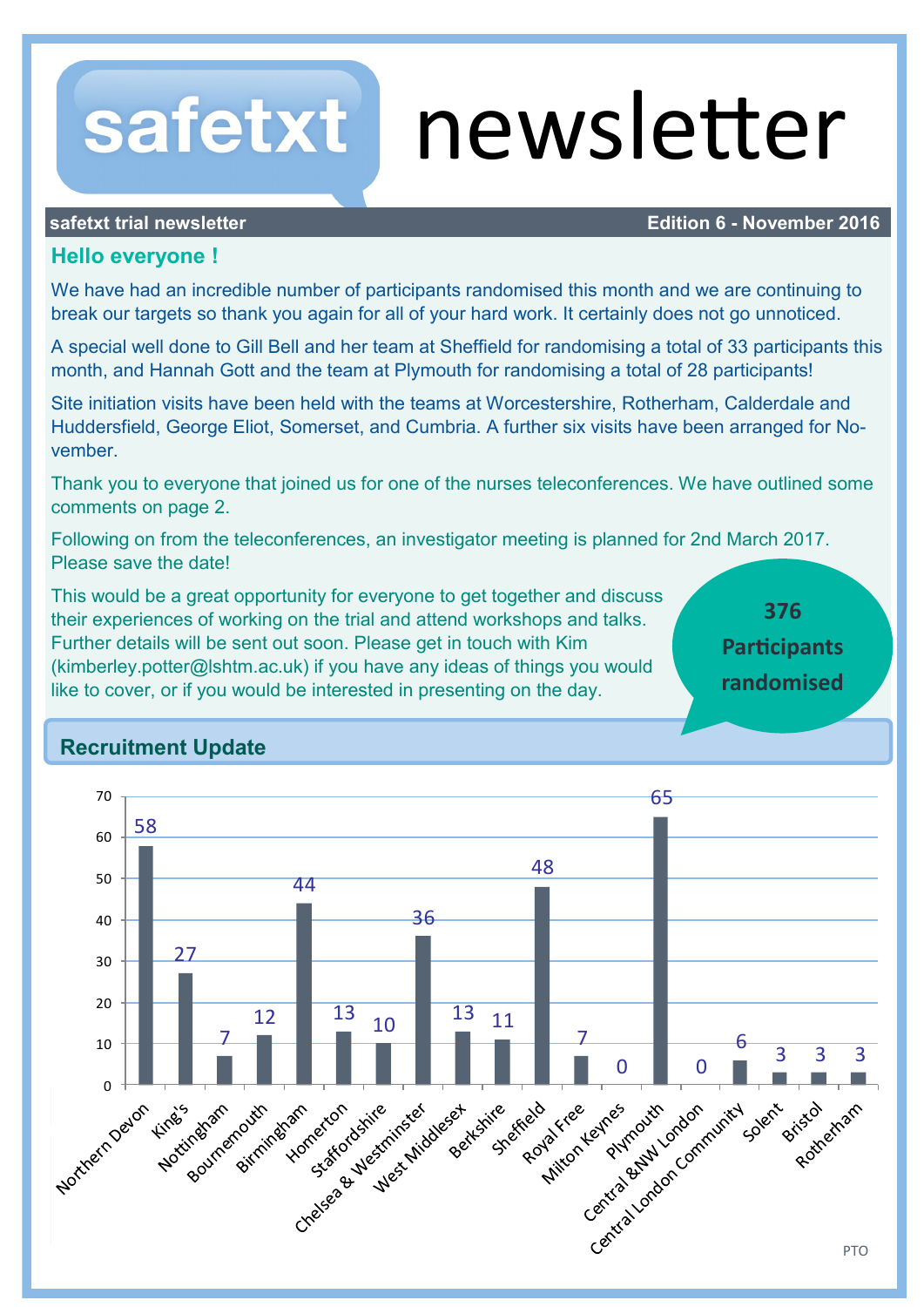# safetxt newsletter

**safetxt trial newsletter** — **Edition 6 - November 2016**

## Hello everyone !

We have had an incredible number of participants randomised this month and we are continuing to break our targets so thank you again for all of your hard work. It certainly does not go unnoticed.

A special well done to Gill Bell and her team at Sheffield for randomising a total of 33 participants this month, and Hannah Gott and the team at Plymouth for randomising a total of 28 participants!

Site initiation visits have been held with the teams at Worcestershire, Rotherham, Calderdale and Huddersfield, George Eliot, Somerset, and Cumbria. A further six visits have been arranged for November.

Thank you to everyone that joined us for one of the nurses teleconferences. We have outlined some comments on page 2.

Following on from the teleconferences, an investigator meeting is planned for 2nd March 2017. Please save the date!

This would be a great opportunity for everyone to get together and discuss their experiences of working on the trial and attend workshops and talks. Further details will be sent out soon. Please get in touch with Kim (kimberley.potter@lshtm.ac.uk) if you have any ideas of things you would like to cover, or if you would be interested in presenting on the day.

**376 Participants randomised**

## Recruitment Update

| Site | Participants |
|---|---|
| Northern Devon | 58 |
| King's | 27 |
| Nottingham | 7 |
| Bournemouth | 12 |
| Birmingham | 44 |
| Homerton | 13 |
| Staffordshire | 10 |
| Chelsea & Westminster | 36 |
| West Middlesex | 13 |
| Berkshire | 11 |
| Sheffield | 48 |
| Royal Free | 7 |
| Milton Keynes | 0 |
| Plymouth | 65 |
| Central &NW London | 0 |
| Central London Community | 6 |
| Solent | 3 |
| Bristol | 3 |
| Rotherham | 3 |

PTO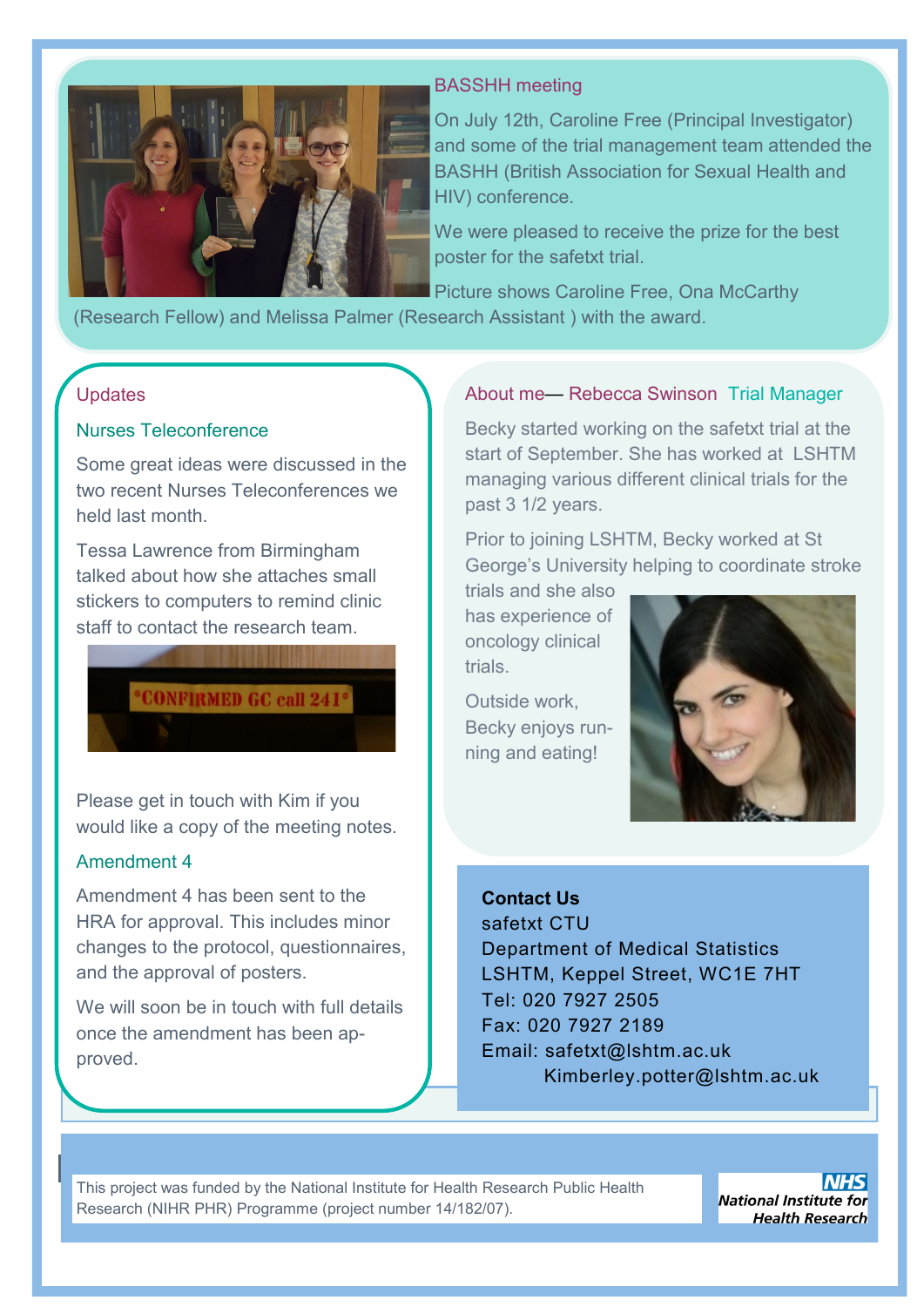## BASSHH meeting

On July 12th, Caroline Free (Principal Investigator) and some of the trial management team attended the BASHH (British Association for Sexual Health and HIV) conference.

We were pleased to receive the prize for the best poster for the safetxt trial.

Picture shows Caroline Free, Ona McCarthy (Research Fellow) and Melissa Palmer (Research Assistant ) with the award.

## Updates

### Nurses Teleconference

Some great ideas were discussed in the two recent Nurses Teleconferences we held last month.

Tessa Lawrence from Birmingham talked about how she attaches small stickers to computers to remind clinic staff to contact the research team.

\*CONFIRMED GC call 241\*

Please get in touch with Kim if you would like a copy of the meeting notes.

### Amendment 4

Amendment 4 has been sent to the HRA for approval. This includes minor changes to the protocol, questionnaires, and the approval of posters.

We will soon be in touch with full details once the amendment has been approved.

## About me— Rebecca Swinson Trial Manager

Becky started working on the safetxt trial at the start of September. She has worked at LSHTM managing various different clinical trials for the past 3 1/2 years.

Prior to joining LSHTM, Becky worked at St George's University helping to coordinate stroke trials and she also has experience of oncology clinical trials.

Outside work, Becky enjoys running and eating!

**Contact Us**

safetxt CTU
Department of Medical Statistics
LSHTM, Keppel Street, WC1E 7HT
Tel: 020 7927 2505
Fax: 020 7927 2189
Email: safetxt@lshtm.ac.uk
Kimberley.potter@lshtm.ac.uk

This project was funded by the National Institute for Health Research Public Health Research (NIHR PHR) Programme (project number 14/182/07).

NHS National Institute for Health Research